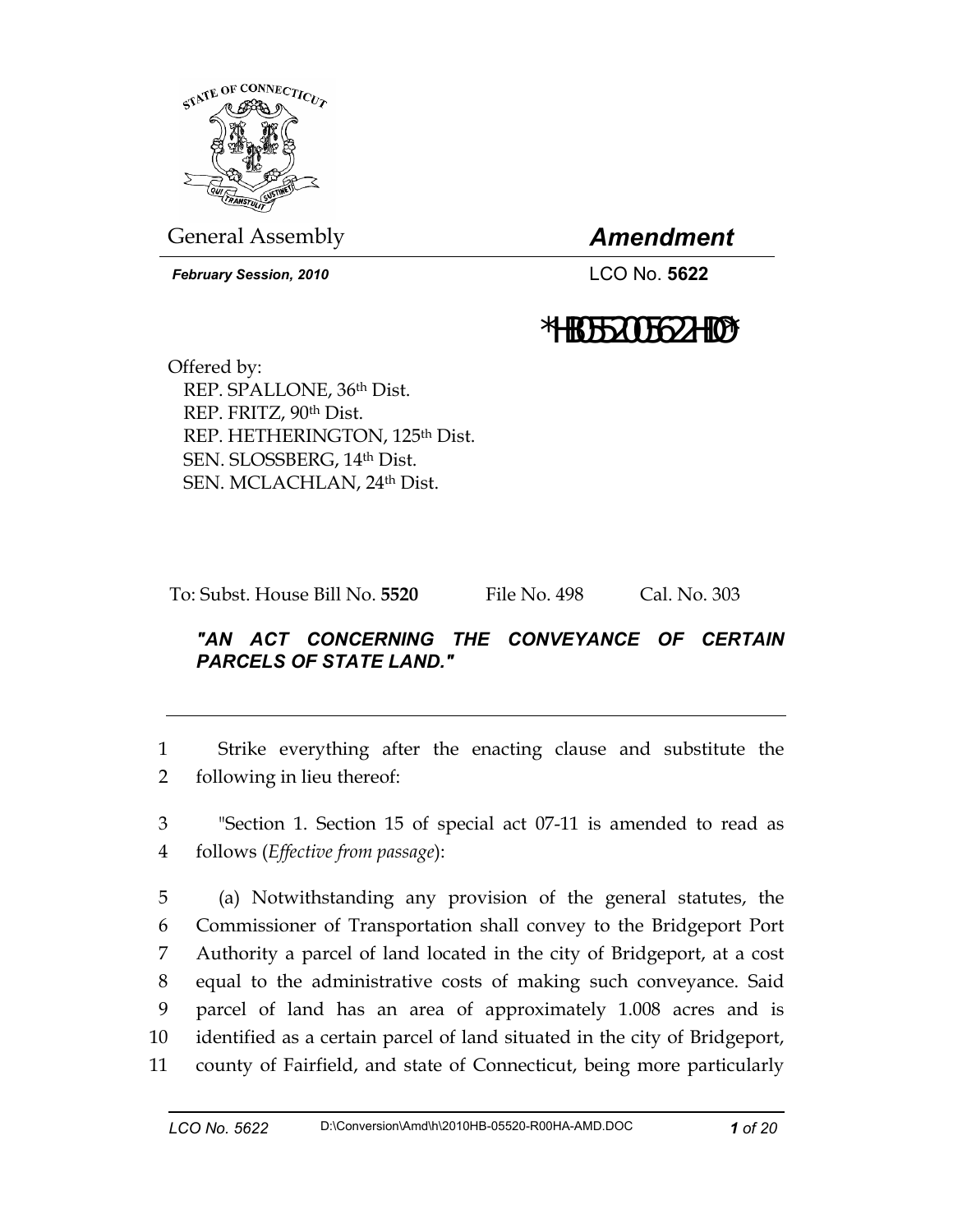General Assembly

**Amendment**

*February Session, 2010*

LCO No. **5622**

*HB05520562HD0*

Offered by:
REP. SPALLONE, 36th Dist.
REP. FRITZ, 90th Dist.
REP. HETHERINGTON, 125th Dist.
SEN. SLOSSBERG, 14th Dist.
SEN. MCLACHLAN, 24th Dist.

To: Subst. House Bill No. **5520** File No. 498 Cal. No. 303

***"AN ACT CONCERNING THE CONVEYANCE OF CERTAIN PARCELS OF STATE LAND."***

1 Strike everything after the enacting clause and substitute the
2 following in lieu thereof:

3 "Section 1. Section 15 of special act 07-11 is amended to read as
4 follows (*Effective from passage*):

5 (a) Notwithstanding any provision of the general statutes, the
6 Commissioner of Transportation shall convey to the Bridgeport Port
7 Authority a parcel of land located in the city of Bridgeport, at a cost
8 equal to the administrative costs of making such conveyance. Said
9 parcel of land has an area of approximately 1.008 acres and is
10 identified as a certain parcel of land situated in the city of Bridgeport,
11 county of Fairfield, and state of Connecticut, being more particularly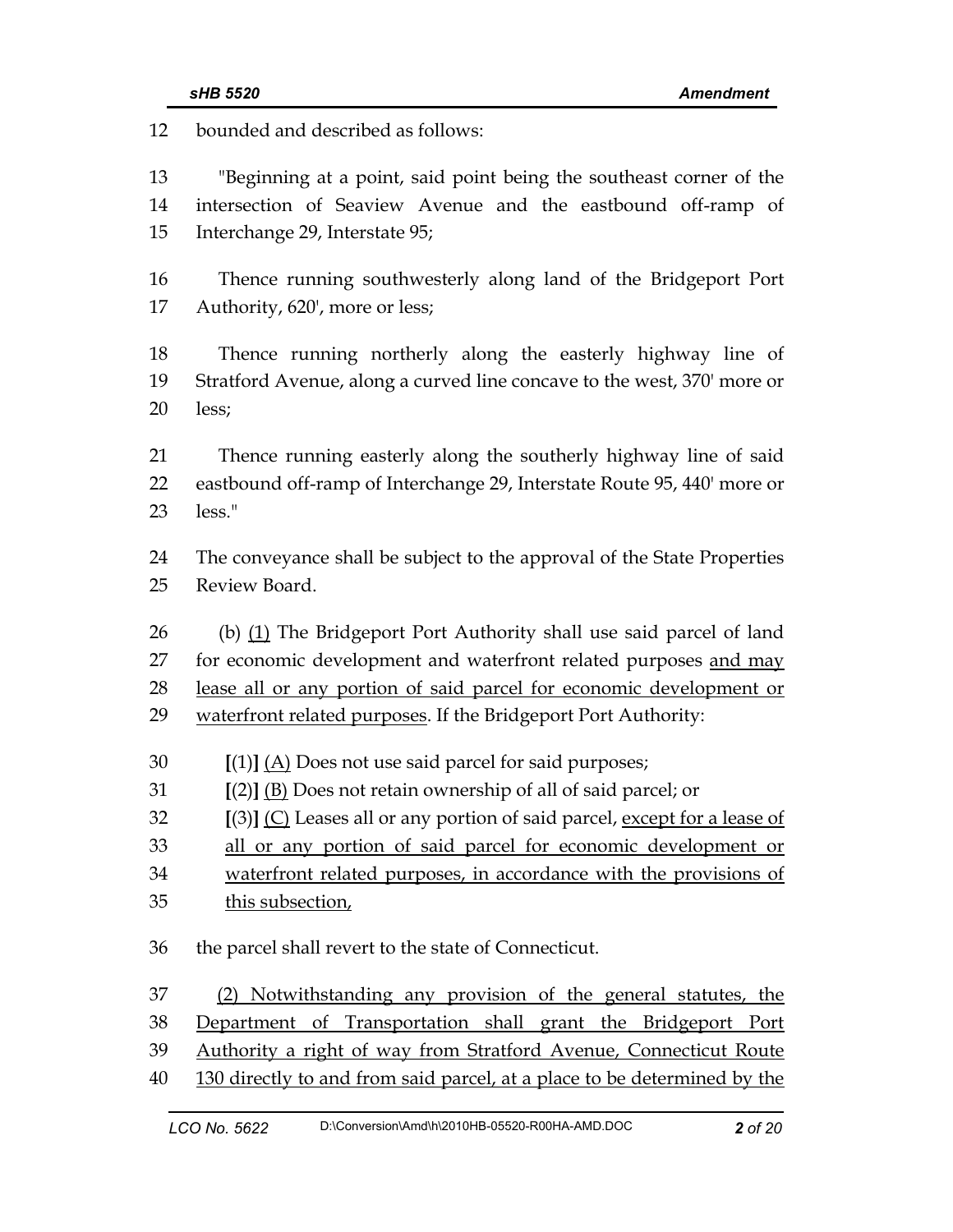bounded and described as follows:

"Beginning at a point, said point being the southeast corner of the intersection of Seaview Avenue and the eastbound off-ramp of Interchange 29, Interstate 95;

Thence running southwesterly along land of the Bridgeport Port Authority, 620', more or less;

Thence running northerly along the easterly highway line of Stratford Avenue, along a curved line concave to the west, 370' more or less;

Thence running easterly along the southerly highway line of said eastbound off-ramp of Interchange 29, Interstate Route 95, 440' more or less."

The conveyance shall be subject to the approval of the State Properties Review Board.

(b) <u>(1)</u> The Bridgeport Port Authority shall use said parcel of land for economic development and waterfront related purposes <u>and may lease all or any portion of said parcel for economic development or waterfront related purposes</u>. If the Bridgeport Port Authority:

**[**(1)**]** <u>(A)</u> Does not use said parcel for said purposes;

**[**(2)**]** <u>(B)</u> Does not retain ownership of all of said parcel; or

**[**(3)**]** <u>(C)</u> Leases all or any portion of said parcel, <u>except for a lease of all or any portion of said parcel for economic development or waterfront related purposes, in accordance with the provisions of this subsection,</u>

the parcel shall revert to the state of Connecticut.

<u>(2) Notwithstanding any provision of the general statutes, the Department of Transportation shall grant the Bridgeport Port Authority a right of way from Stratford Avenue, Connecticut Route 130 directly to and from said parcel, at a place to be determined by the</u>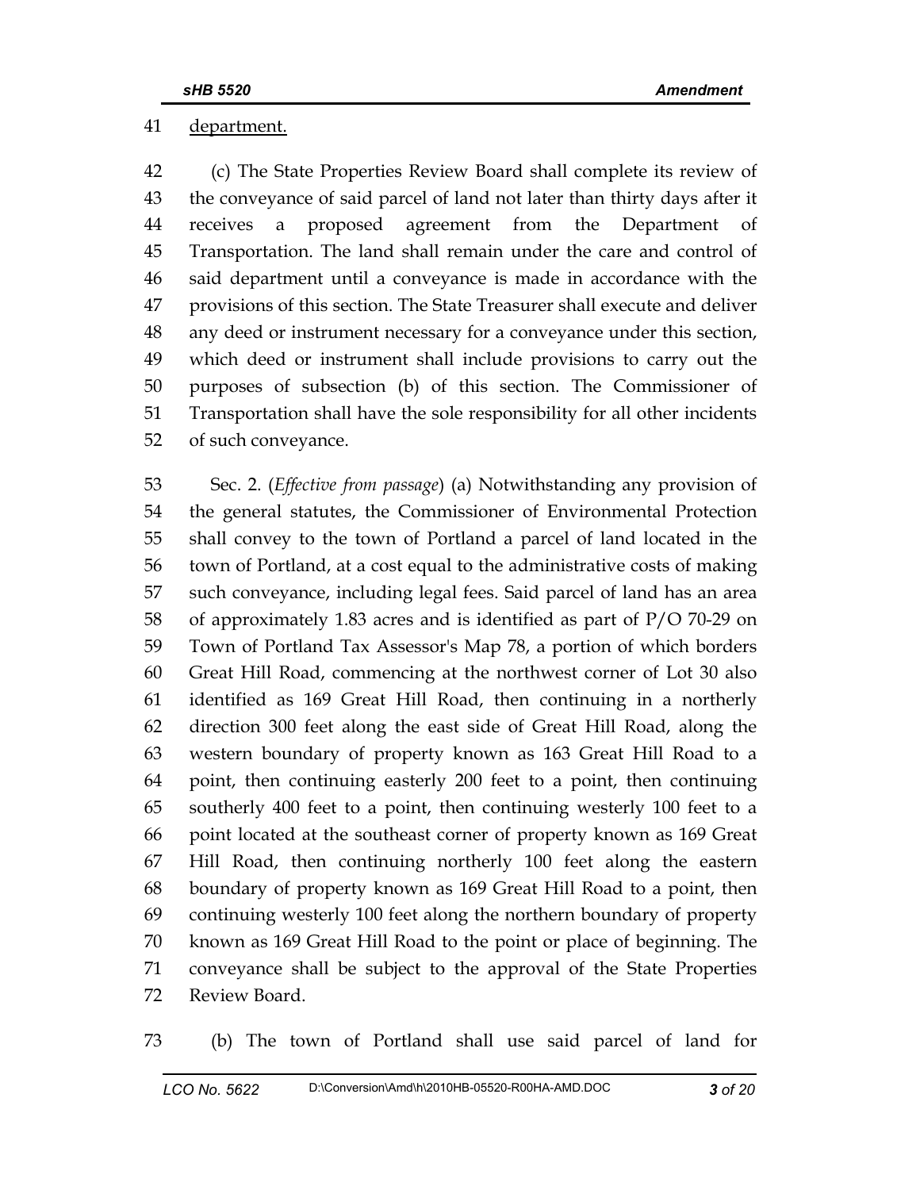<u>department.</u>

(c) The State Properties Review Board shall complete its review of the conveyance of said parcel of land not later than thirty days after it receives a proposed agreement from the Department of Transportation. The land shall remain under the care and control of said department until a conveyance is made in accordance with the provisions of this section. The State Treasurer shall execute and deliver any deed or instrument necessary for a conveyance under this section, which deed or instrument shall include provisions to carry out the purposes of subsection (b) of this section. The Commissioner of Transportation shall have the sole responsibility for all other incidents of such conveyance.

Sec. 2. (*Effective from passage*) (a) Notwithstanding any provision of the general statutes, the Commissioner of Environmental Protection shall convey to the town of Portland a parcel of land located in the town of Portland, at a cost equal to the administrative costs of making such conveyance, including legal fees. Said parcel of land has an area of approximately 1.83 acres and is identified as part of P/O 70-29 on Town of Portland Tax Assessor's Map 78, a portion of which borders Great Hill Road, commencing at the northwest corner of Lot 30 also identified as 169 Great Hill Road, then continuing in a northerly direction 300 feet along the east side of Great Hill Road, along the western boundary of property known as 163 Great Hill Road to a point, then continuing easterly 200 feet to a point, then continuing southerly 400 feet to a point, then continuing westerly 100 feet to a point located at the southeast corner of property known as 169 Great Hill Road, then continuing northerly 100 feet along the eastern boundary of property known as 169 Great Hill Road to a point, then continuing westerly 100 feet along the northern boundary of property known as 169 Great Hill Road to the point or place of beginning. The conveyance shall be subject to the approval of the State Properties Review Board.

(b) The town of Portland shall use said parcel of land for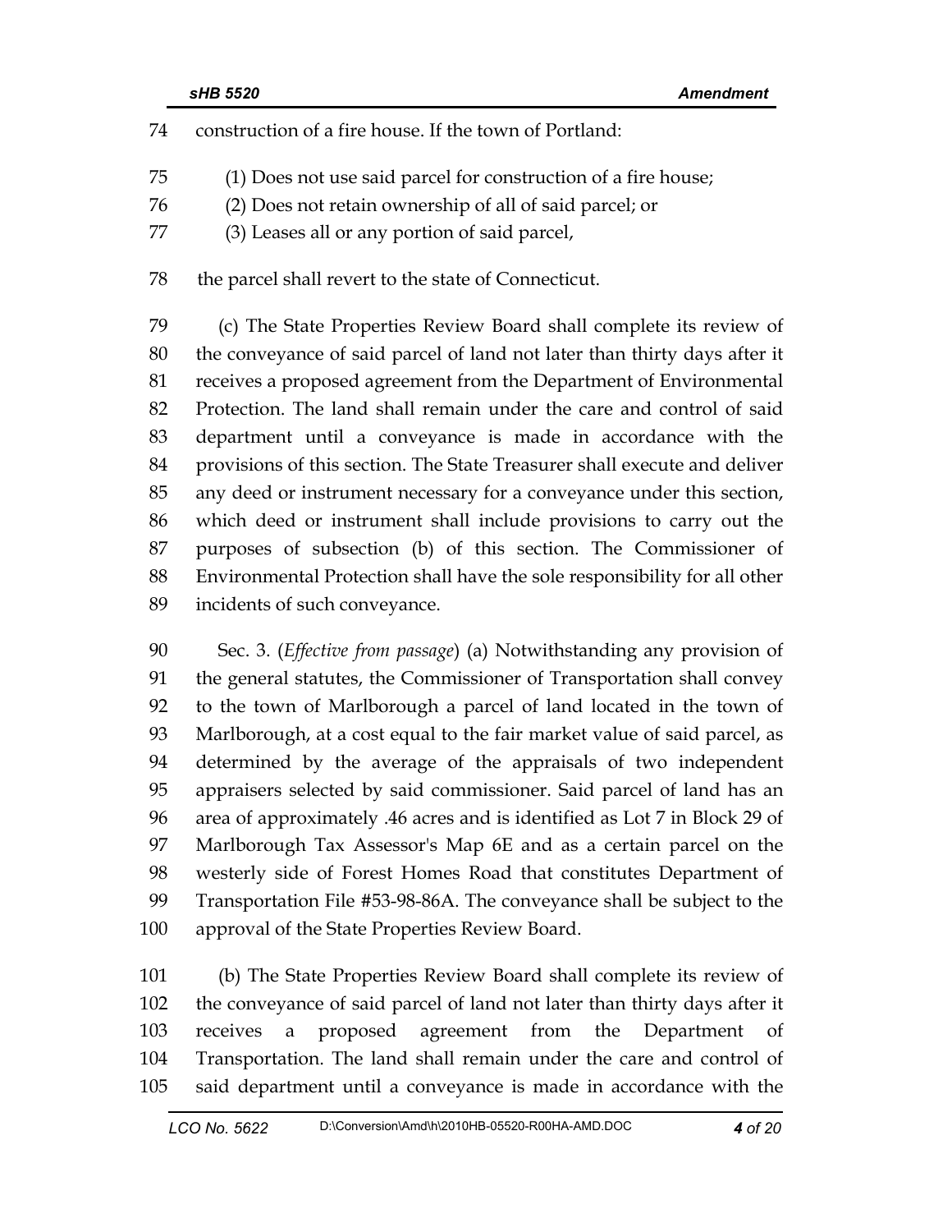construction of a fire house. If the town of Portland:

(1) Does not use said parcel for construction of a fire house;
(2) Does not retain ownership of all of said parcel; or
(3) Leases all or any portion of said parcel,

the parcel shall revert to the state of Connecticut.

(c) The State Properties Review Board shall complete its review of the conveyance of said parcel of land not later than thirty days after it receives a proposed agreement from the Department of Environmental Protection. The land shall remain under the care and control of said department until a conveyance is made in accordance with the provisions of this section. The State Treasurer shall execute and deliver any deed or instrument necessary for a conveyance under this section, which deed or instrument shall include provisions to carry out the purposes of subsection (b) of this section. The Commissioner of Environmental Protection shall have the sole responsibility for all other incidents of such conveyance.

Sec. 3. (*Effective from passage*) (a) Notwithstanding any provision of the general statutes, the Commissioner of Transportation shall convey to the town of Marlborough a parcel of land located in the town of Marlborough, at a cost equal to the fair market value of said parcel, as determined by the average of the appraisals of two independent appraisers selected by said commissioner. Said parcel of land has an area of approximately .46 acres and is identified as Lot 7 in Block 29 of Marlborough Tax Assessor's Map 6E and as a certain parcel on the westerly side of Forest Homes Road that constitutes Department of Transportation File #53-98-86A. The conveyance shall be subject to the approval of the State Properties Review Board.

(b) The State Properties Review Board shall complete its review of the conveyance of said parcel of land not later than thirty days after it receives a proposed agreement from the Department of Transportation. The land shall remain under the care and control of said department until a conveyance is made in accordance with the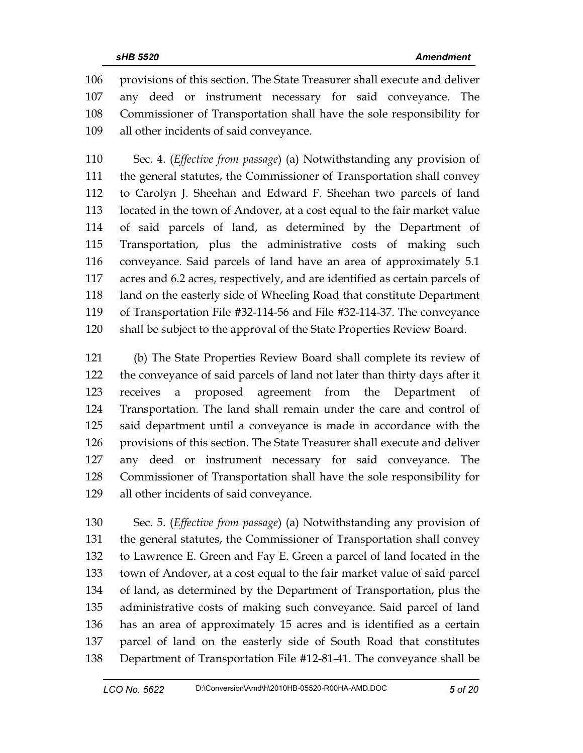provisions of this section. The State Treasurer shall execute and deliver any deed or instrument necessary for said conveyance. The Commissioner of Transportation shall have the sole responsibility for all other incidents of said conveyance.

Sec. 4. (*Effective from passage*) (a) Notwithstanding any provision of the general statutes, the Commissioner of Transportation shall convey to Carolyn J. Sheehan and Edward F. Sheehan two parcels of land located in the town of Andover, at a cost equal to the fair market value of said parcels of land, as determined by the Department of Transportation, plus the administrative costs of making such conveyance. Said parcels of land have an area of approximately 5.1 acres and 6.2 acres, respectively, and are identified as certain parcels of land on the easterly side of Wheeling Road that constitute Department of Transportation File #32-114-56 and File #32-114-37. The conveyance shall be subject to the approval of the State Properties Review Board.

(b) The State Properties Review Board shall complete its review of the conveyance of said parcels of land not later than thirty days after it receives a proposed agreement from the Department of Transportation. The land shall remain under the care and control of said department until a conveyance is made in accordance with the provisions of this section. The State Treasurer shall execute and deliver any deed or instrument necessary for said conveyance. The Commissioner of Transportation shall have the sole responsibility for all other incidents of said conveyance.

Sec. 5. (*Effective from passage*) (a) Notwithstanding any provision of the general statutes, the Commissioner of Transportation shall convey to Lawrence E. Green and Fay E. Green a parcel of land located in the town of Andover, at a cost equal to the fair market value of said parcel of land, as determined by the Department of Transportation, plus the administrative costs of making such conveyance. Said parcel of land has an area of approximately 15 acres and is identified as a certain parcel of land on the easterly side of South Road that constitutes Department of Transportation File #12-81-41. The conveyance shall be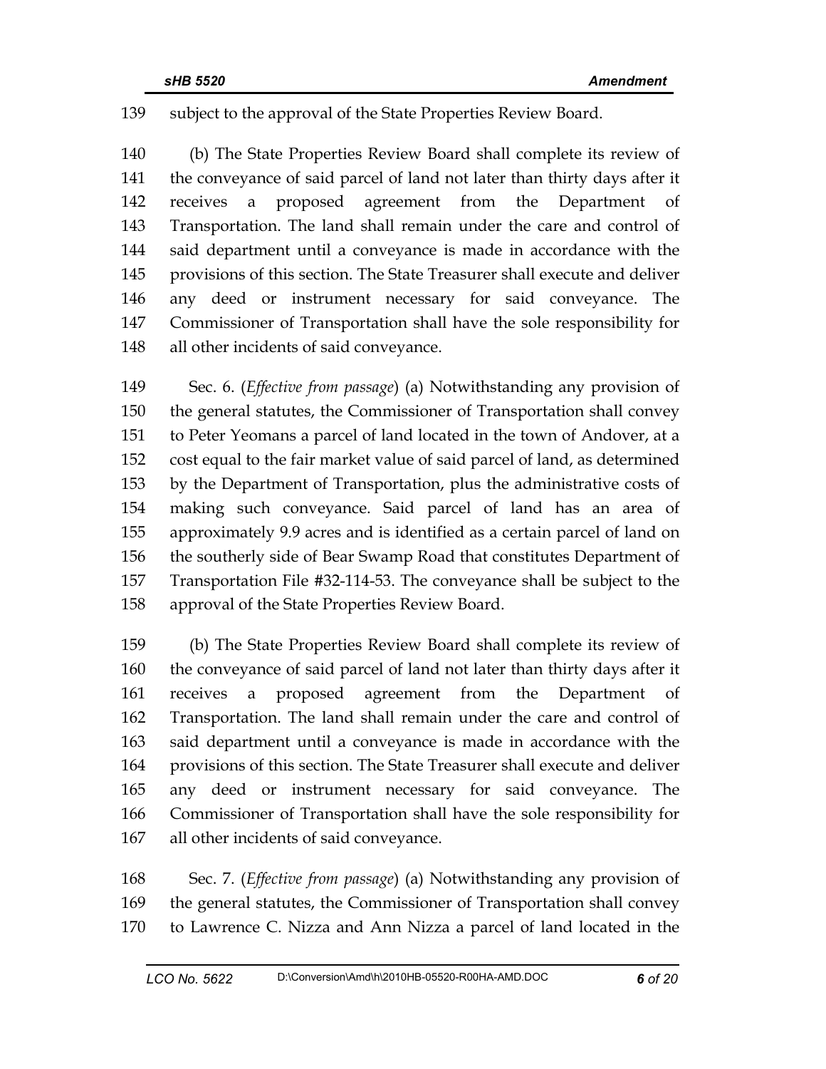subject to the approval of the State Properties Review Board.

(b) The State Properties Review Board shall complete its review of the conveyance of said parcel of land not later than thirty days after it receives a proposed agreement from the Department of Transportation. The land shall remain under the care and control of said department until a conveyance is made in accordance with the provisions of this section. The State Treasurer shall execute and deliver any deed or instrument necessary for said conveyance. The Commissioner of Transportation shall have the sole responsibility for all other incidents of said conveyance.

Sec. 6. (*Effective from passage*) (a) Notwithstanding any provision of the general statutes, the Commissioner of Transportation shall convey to Peter Yeomans a parcel of land located in the town of Andover, at a cost equal to the fair market value of said parcel of land, as determined by the Department of Transportation, plus the administrative costs of making such conveyance. Said parcel of land has an area of approximately 9.9 acres and is identified as a certain parcel of land on the southerly side of Bear Swamp Road that constitutes Department of Transportation File #32-114-53. The conveyance shall be subject to the approval of the State Properties Review Board.

(b) The State Properties Review Board shall complete its review of the conveyance of said parcel of land not later than thirty days after it receives a proposed agreement from the Department of Transportation. The land shall remain under the care and control of said department until a conveyance is made in accordance with the provisions of this section. The State Treasurer shall execute and deliver any deed or instrument necessary for said conveyance. The Commissioner of Transportation shall have the sole responsibility for all other incidents of said conveyance.

Sec. 7. (*Effective from passage*) (a) Notwithstanding any provision of the general statutes, the Commissioner of Transportation shall convey to Lawrence C. Nizza and Ann Nizza a parcel of land located in the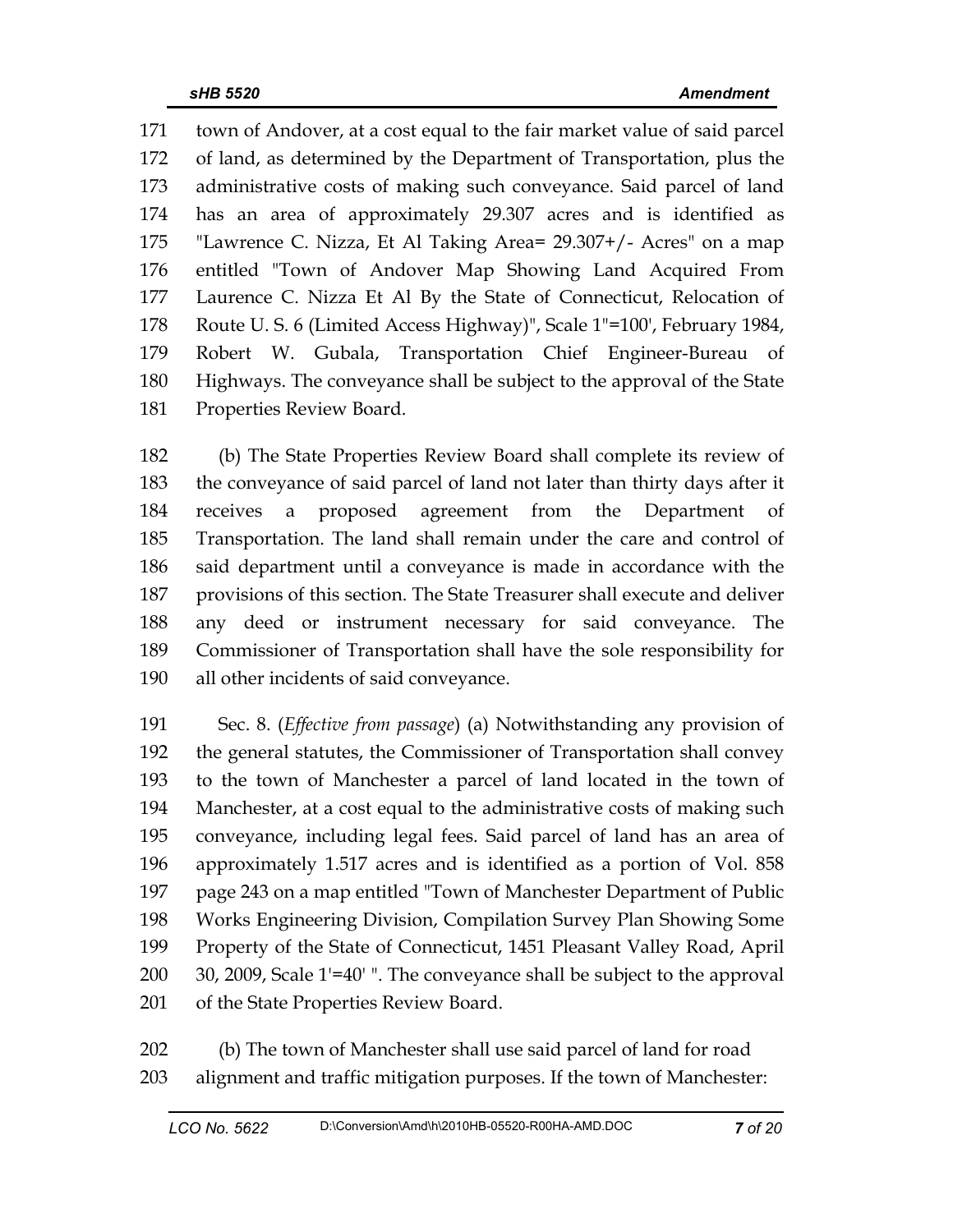171 town of Andover, at a cost equal to the fair market value of said parcel
172 of land, as determined by the Department of Transportation, plus the
173 administrative costs of making such conveyance. Said parcel of land
174 has an area of approximately 29.307 acres and is identified as
175 "Lawrence C. Nizza, Et Al Taking Area= 29.307+/- Acres" on a map
176 entitled "Town of Andover Map Showing Land Acquired From
177 Laurence C. Nizza Et Al By the State of Connecticut, Relocation of
178 Route U. S. 6 (Limited Access Highway)", Scale 1"=100', February 1984,
179 Robert W. Gubala, Transportation Chief Engineer-Bureau of
180 Highways. The conveyance shall be subject to the approval of the State
181 Properties Review Board.

182 (b) The State Properties Review Board shall complete its review of
183 the conveyance of said parcel of land not later than thirty days after it
184 receives a proposed agreement from the Department of
185 Transportation. The land shall remain under the care and control of
186 said department until a conveyance is made in accordance with the
187 provisions of this section. The State Treasurer shall execute and deliver
188 any deed or instrument necessary for said conveyance. The
189 Commissioner of Transportation shall have the sole responsibility for
190 all other incidents of said conveyance.

191 Sec. 8. (*Effective from passage*) (a) Notwithstanding any provision of
192 the general statutes, the Commissioner of Transportation shall convey
193 to the town of Manchester a parcel of land located in the town of
194 Manchester, at a cost equal to the administrative costs of making such
195 conveyance, including legal fees. Said parcel of land has an area of
196 approximately 1.517 acres and is identified as a portion of Vol. 858
197 page 243 on a map entitled "Town of Manchester Department of Public
198 Works Engineering Division, Compilation Survey Plan Showing Some
199 Property of the State of Connecticut, 1451 Pleasant Valley Road, April
200 30, 2009, Scale 1'=40' ". The conveyance shall be subject to the approval
201 of the State Properties Review Board.

202 (b) The town of Manchester shall use said parcel of land for road
203 alignment and traffic mitigation purposes. If the town of Manchester: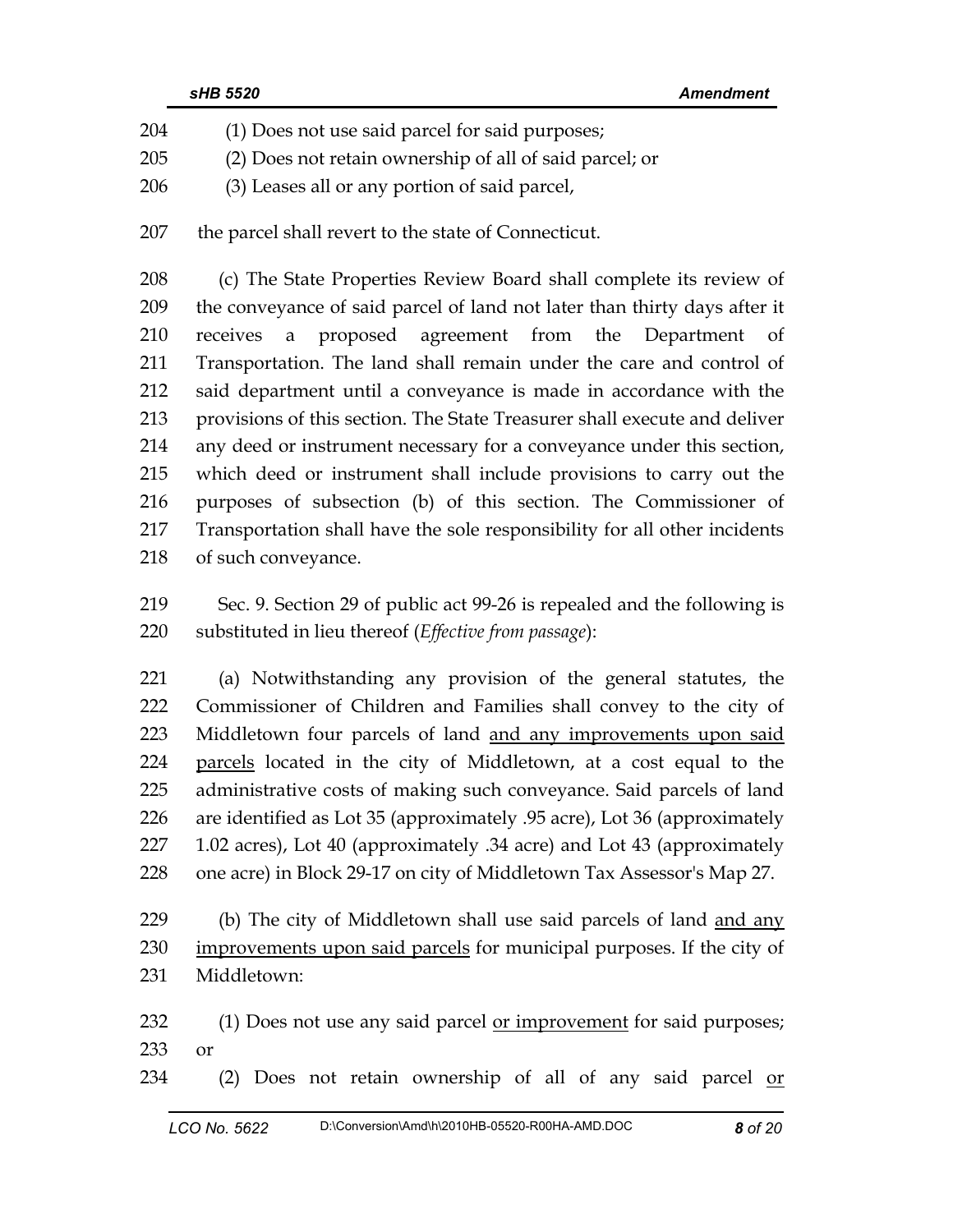(1) Does not use said parcel for said purposes;

(2) Does not retain ownership of all of said parcel; or

(3) Leases all or any portion of said parcel,

the parcel shall revert to the state of Connecticut.

(c) The State Properties Review Board shall complete its review of the conveyance of said parcel of land not later than thirty days after it receives a proposed agreement from the Department of Transportation. The land shall remain under the care and control of said department until a conveyance is made in accordance with the provisions of this section. The State Treasurer shall execute and deliver any deed or instrument necessary for a conveyance under this section, which deed or instrument shall include provisions to carry out the purposes of subsection (b) of this section. The Commissioner of Transportation shall have the sole responsibility for all other incidents of such conveyance.

Sec. 9. Section 29 of public act 99-26 is repealed and the following is substituted in lieu thereof (*Effective from passage*):

(a) Notwithstanding any provision of the general statutes, the Commissioner of Children and Families shall convey to the city of Middletown four parcels of land <u>and any improvements upon said parcels</u> located in the city of Middletown, at a cost equal to the administrative costs of making such conveyance. Said parcels of land are identified as Lot 35 (approximately .95 acre), Lot 36 (approximately 1.02 acres), Lot 40 (approximately .34 acre) and Lot 43 (approximately one acre) in Block 29-17 on city of Middletown Tax Assessor's Map 27.

(b) The city of Middletown shall use said parcels of land <u>and any improvements upon said parcels</u> for municipal purposes. If the city of Middletown:

(1) Does not use any said parcel <u>or improvement</u> for said purposes; or

(2) Does not retain ownership of all of any said parcel <u>or</u>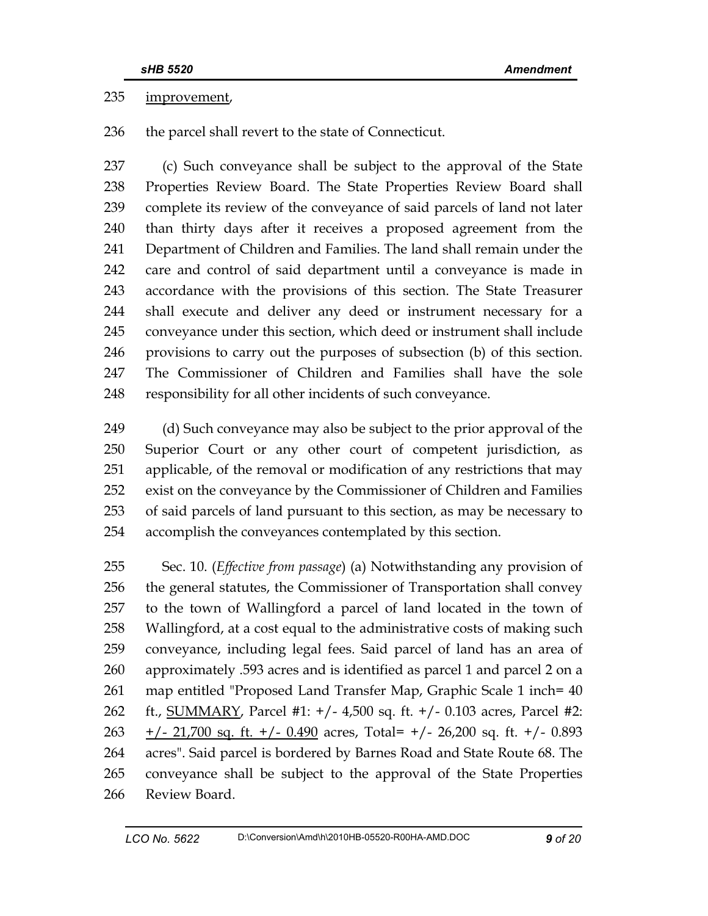235 <u>improvement</u>,

236 the parcel shall revert to the state of Connecticut.

237 (c) Such conveyance shall be subject to the approval of the State
238 Properties Review Board. The State Properties Review Board shall
239 complete its review of the conveyance of said parcels of land not later
240 than thirty days after it receives a proposed agreement from the
241 Department of Children and Families. The land shall remain under the
242 care and control of said department until a conveyance is made in
243 accordance with the provisions of this section. The State Treasurer
244 shall execute and deliver any deed or instrument necessary for a
245 conveyance under this section, which deed or instrument shall include
246 provisions to carry out the purposes of subsection (b) of this section.
247 The Commissioner of Children and Families shall have the sole
248 responsibility for all other incidents of such conveyance.

249 (d) Such conveyance may also be subject to the prior approval of the
250 Superior Court or any other court of competent jurisdiction, as
251 applicable, of the removal or modification of any restrictions that may
252 exist on the conveyance by the Commissioner of Children and Families
253 of said parcels of land pursuant to this section, as may be necessary to
254 accomplish the conveyances contemplated by this section.

255 Sec. 10. (*Effective from passage*) (a) Notwithstanding any provision of
256 the general statutes, the Commissioner of Transportation shall convey
257 to the town of Wallingford a parcel of land located in the town of
258 Wallingford, at a cost equal to the administrative costs of making such
259 conveyance, including legal fees. Said parcel of land has an area of
260 approximately .593 acres and is identified as parcel 1 and parcel 2 on a
261 map entitled "Proposed Land Transfer Map, Graphic Scale 1 inch= 40
262 ft., <u>SUMMARY</u>, Parcel #1: +/- 4,500 sq. ft. +/- 0.103 acres, Parcel #2:
263 <u>+/- 21,700 sq. ft. +/- 0.490</u> acres, Total= +/- 26,200 sq. ft. +/- 0.893
264 acres". Said parcel is bordered by Barnes Road and State Route 68. The
265 conveyance shall be subject to the approval of the State Properties
266 Review Board.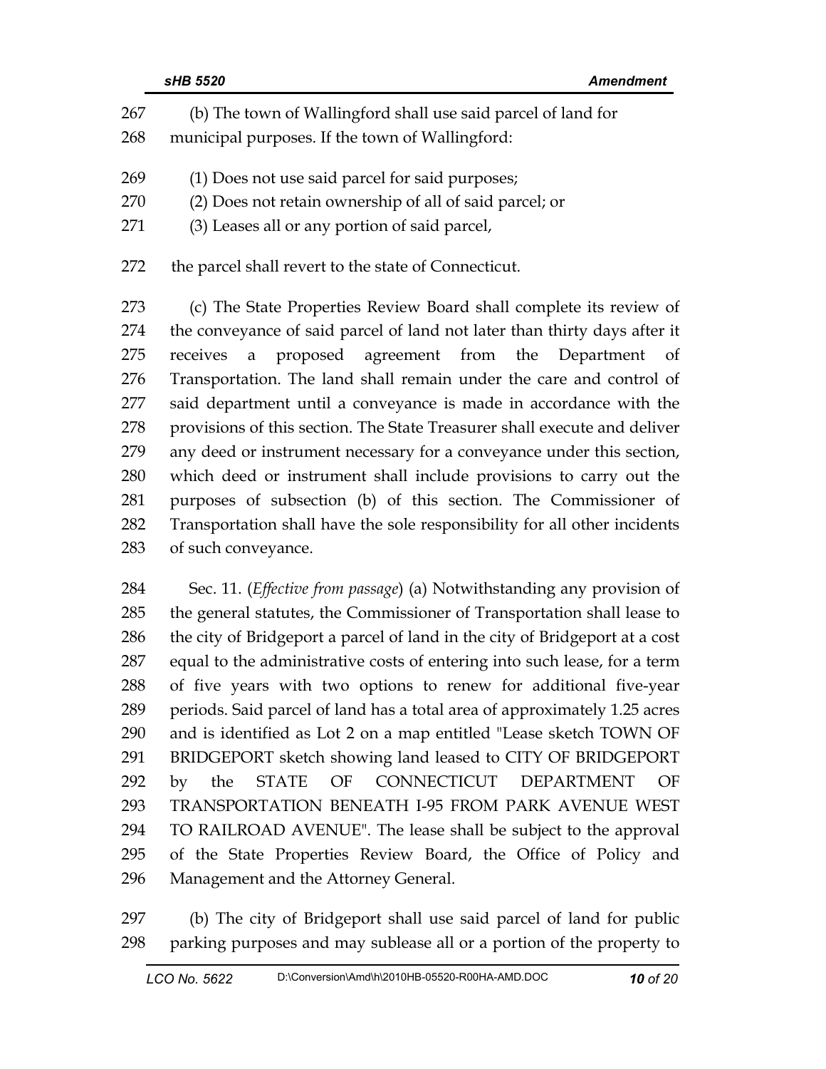(b) The town of Wallingford shall use said parcel of land for municipal purposes. If the town of Wallingford:

(1) Does not use said parcel for said purposes;
(2) Does not retain ownership of all of said parcel; or
(3) Leases all or any portion of said parcel,

the parcel shall revert to the state of Connecticut.

(c) The State Properties Review Board shall complete its review of the conveyance of said parcel of land not later than thirty days after it receives a proposed agreement from the Department of Transportation. The land shall remain under the care and control of said department until a conveyance is made in accordance with the provisions of this section. The State Treasurer shall execute and deliver any deed or instrument necessary for a conveyance under this section, which deed or instrument shall include provisions to carry out the purposes of subsection (b) of this section. The Commissioner of Transportation shall have the sole responsibility for all other incidents of such conveyance.

Sec. 11. (*Effective from passage*) (a) Notwithstanding any provision of the general statutes, the Commissioner of Transportation shall lease to the city of Bridgeport a parcel of land in the city of Bridgeport at a cost equal to the administrative costs of entering into such lease, for a term of five years with two options to renew for additional five-year periods. Said parcel of land has a total area of approximately 1.25 acres and is identified as Lot 2 on a map entitled "Lease sketch TOWN OF BRIDGEPORT sketch showing land leased to CITY OF BRIDGEPORT by the STATE OF CONNECTICUT DEPARTMENT OF TRANSPORTATION BENEATH I-95 FROM PARK AVENUE WEST TO RAILROAD AVENUE". The lease shall be subject to the approval of the State Properties Review Board, the Office of Policy and Management and the Attorney General.

(b) The city of Bridgeport shall use said parcel of land for public parking purposes and may sublease all or a portion of the property to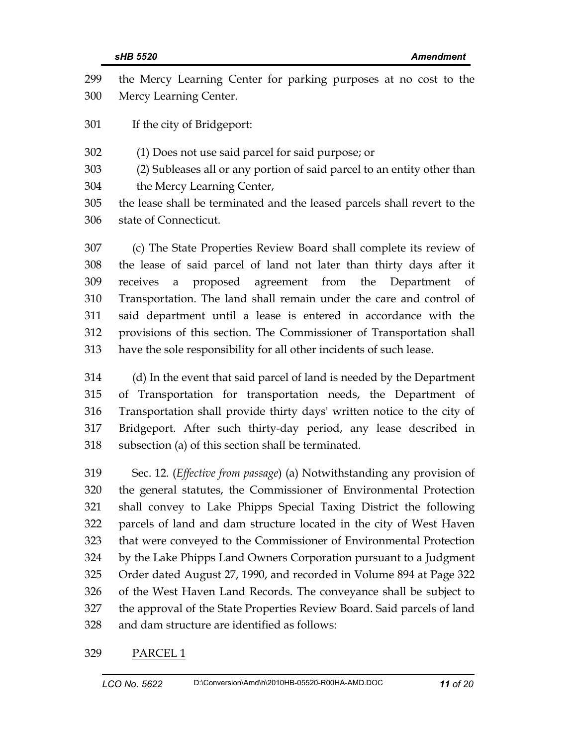the Mercy Learning Center for parking purposes at no cost to the Mercy Learning Center.

If the city of Bridgeport:

(1) Does not use said parcel for said purpose; or

(2) Subleases all or any portion of said parcel to an entity other than the Mercy Learning Center,

the lease shall be terminated and the leased parcels shall revert to the state of Connecticut.

(c) The State Properties Review Board shall complete its review of the lease of said parcel of land not later than thirty days after it receives a proposed agreement from the Department of Transportation. The land shall remain under the care and control of said department until a lease is entered in accordance with the provisions of this section. The Commissioner of Transportation shall have the sole responsibility for all other incidents of such lease.

(d) In the event that said parcel of land is needed by the Department of Transportation for transportation needs, the Department of Transportation shall provide thirty days' written notice to the city of Bridgeport. After such thirty-day period, any lease described in subsection (a) of this section shall be terminated.

Sec. 12. (*Effective from passage*) (a) Notwithstanding any provision of the general statutes, the Commissioner of Environmental Protection shall convey to Lake Phipps Special Taxing District the following parcels of land and dam structure located in the city of West Haven that were conveyed to the Commissioner of Environmental Protection by the Lake Phipps Land Owners Corporation pursuant to a Judgment Order dated August 27, 1990, and recorded in Volume 894 at Page 322 of the West Haven Land Records. The conveyance shall be subject to the approval of the State Properties Review Board. Said parcels of land and dam structure are identified as follows:

PARCEL 1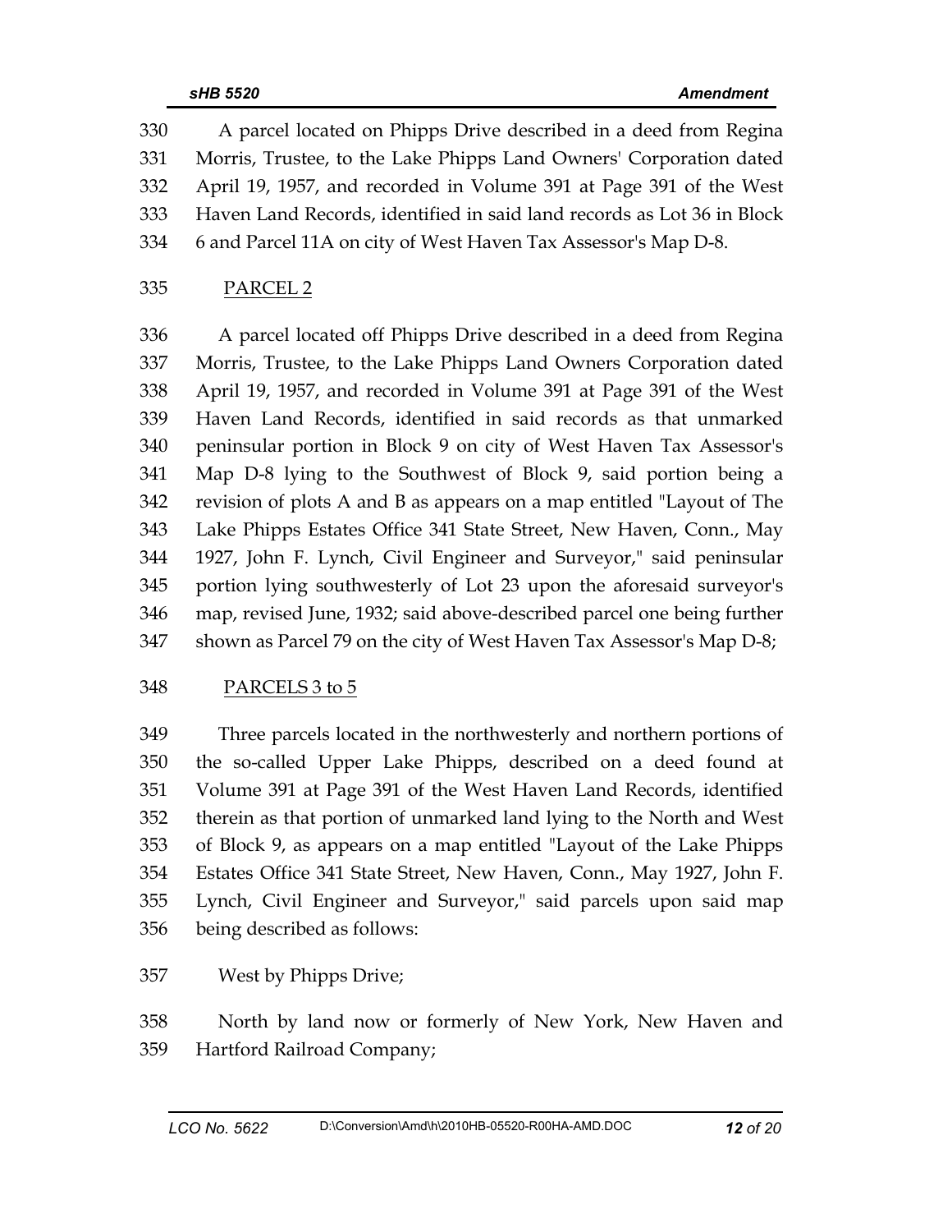A parcel located on Phipps Drive described in a deed from Regina Morris, Trustee, to the Lake Phipps Land Owners' Corporation dated April 19, 1957, and recorded in Volume 391 at Page 391 of the West Haven Land Records, identified in said land records as Lot 36 in Block 6 and Parcel 11A on city of West Haven Tax Assessor's Map D-8.

<u>PARCEL 2</u>

A parcel located off Phipps Drive described in a deed from Regina Morris, Trustee, to the Lake Phipps Land Owners Corporation dated April 19, 1957, and recorded in Volume 391 at Page 391 of the West Haven Land Records, identified in said records as that unmarked peninsular portion in Block 9 on city of West Haven Tax Assessor's Map D-8 lying to the Southwest of Block 9, said portion being a revision of plots A and B as appears on a map entitled "Layout of The Lake Phipps Estates Office 341 State Street, New Haven, Conn., May 1927, John F. Lynch, Civil Engineer and Surveyor," said peninsular portion lying southwesterly of Lot 23 upon the aforesaid surveyor's map, revised June, 1932; said above-described parcel one being further shown as Parcel 79 on the city of West Haven Tax Assessor's Map D-8;

<u>PARCELS 3 to 5</u>

Three parcels located in the northwesterly and northern portions of the so-called Upper Lake Phipps, described on a deed found at Volume 391 at Page 391 of the West Haven Land Records, identified therein as that portion of unmarked land lying to the North and West of Block 9, as appears on a map entitled "Layout of the Lake Phipps Estates Office 341 State Street, New Haven, Conn., May 1927, John F. Lynch, Civil Engineer and Surveyor," said parcels upon said map being described as follows:

West by Phipps Drive;

North by land now or formerly of New York, New Haven and Hartford Railroad Company;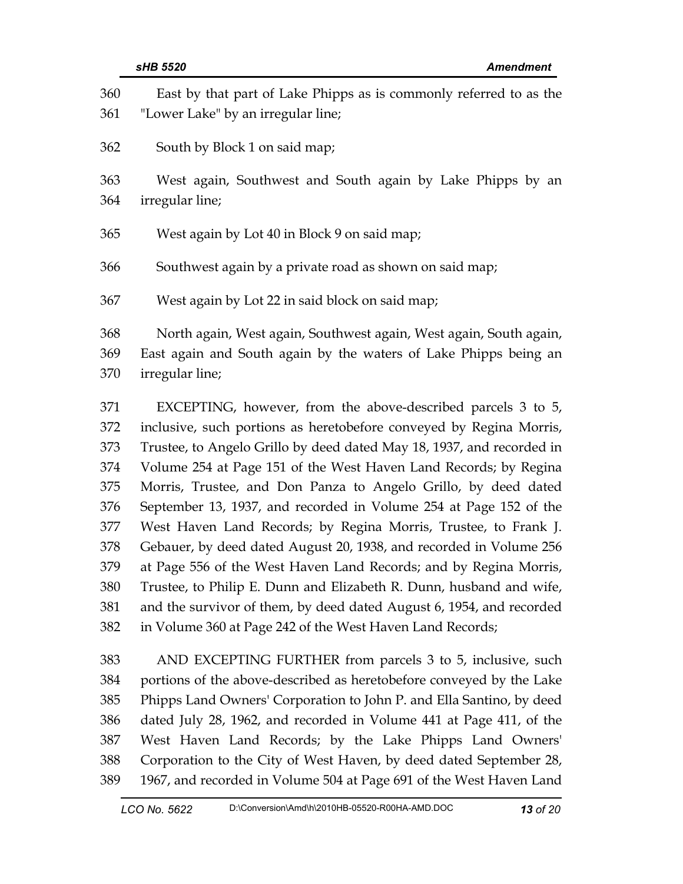East by that part of Lake Phipps as is commonly referred to as the "Lower Lake" by an irregular line;

South by Block 1 on said map;

West again, Southwest and South again by Lake Phipps by an irregular line;

West again by Lot 40 in Block 9 on said map;

Southwest again by a private road as shown on said map;

West again by Lot 22 in said block on said map;

North again, West again, Southwest again, West again, South again, East again and South again by the waters of Lake Phipps being an irregular line;

EXCEPTING, however, from the above-described parcels 3 to 5, inclusive, such portions as heretobefore conveyed by Regina Morris, Trustee, to Angelo Grillo by deed dated May 18, 1937, and recorded in Volume 254 at Page 151 of the West Haven Land Records; by Regina Morris, Trustee, and Don Panza to Angelo Grillo, by deed dated September 13, 1937, and recorded in Volume 254 at Page 152 of the West Haven Land Records; by Regina Morris, Trustee, to Frank J. Gebauer, by deed dated August 20, 1938, and recorded in Volume 256 at Page 556 of the West Haven Land Records; and by Regina Morris, Trustee, to Philip E. Dunn and Elizabeth R. Dunn, husband and wife, and the survivor of them, by deed dated August 6, 1954, and recorded in Volume 360 at Page 242 of the West Haven Land Records;

AND EXCEPTING FURTHER from parcels 3 to 5, inclusive, such portions of the above-described as heretobefore conveyed by the Lake Phipps Land Owners' Corporation to John P. and Ella Santino, by deed dated July 28, 1962, and recorded in Volume 441 at Page 411, of the West Haven Land Records; by the Lake Phipps Land Owners' Corporation to the City of West Haven, by deed dated September 28, 1967, and recorded in Volume 504 at Page 691 of the West Haven Land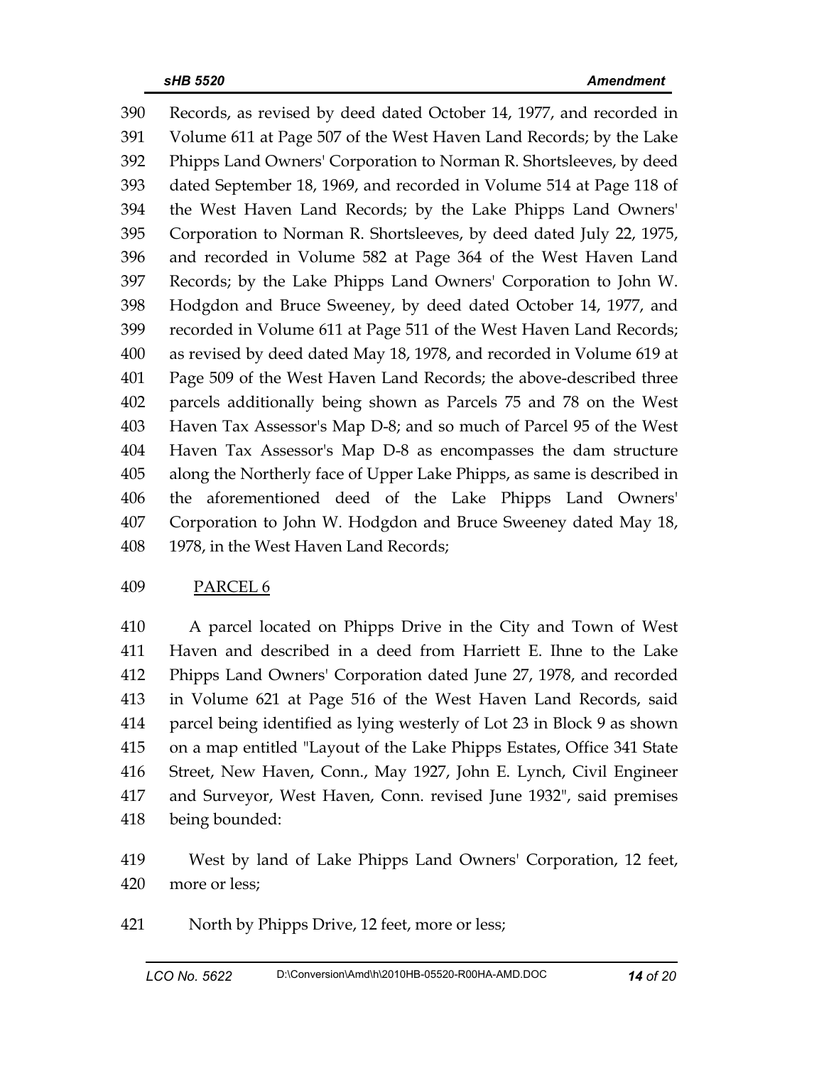Records, as revised by deed dated October 14, 1977, and recorded in Volume 611 at Page 507 of the West Haven Land Records; by the Lake Phipps Land Owners' Corporation to Norman R. Shortsleeves, by deed dated September 18, 1969, and recorded in Volume 514 at Page 118 of the West Haven Land Records; by the Lake Phipps Land Owners' Corporation to Norman R. Shortsleeves, by deed dated July 22, 1975, and recorded in Volume 582 at Page 364 of the West Haven Land Records; by the Lake Phipps Land Owners' Corporation to John W. Hodgdon and Bruce Sweeney, by deed dated October 14, 1977, and recorded in Volume 611 at Page 511 of the West Haven Land Records; as revised by deed dated May 18, 1978, and recorded in Volume 619 at Page 509 of the West Haven Land Records; the above-described three parcels additionally being shown as Parcels 75 and 78 on the West Haven Tax Assessor's Map D-8; and so much of Parcel 95 of the West Haven Tax Assessor's Map D-8 as encompasses the dam structure along the Northerly face of Upper Lake Phipps, as same is described in the aforementioned deed of the Lake Phipps Land Owners' Corporation to John W. Hodgdon and Bruce Sweeney dated May 18, 1978, in the West Haven Land Records;

PARCEL 6

A parcel located on Phipps Drive in the City and Town of West Haven and described in a deed from Harriett E. Ihne to the Lake Phipps Land Owners' Corporation dated June 27, 1978, and recorded in Volume 621 at Page 516 of the West Haven Land Records, said parcel being identified as lying westerly of Lot 23 in Block 9 as shown on a map entitled "Layout of the Lake Phipps Estates, Office 341 State Street, New Haven, Conn., May 1927, John E. Lynch, Civil Engineer and Surveyor, West Haven, Conn. revised June 1932", said premises being bounded:

West by land of Lake Phipps Land Owners' Corporation, 12 feet, more or less;

North by Phipps Drive, 12 feet, more or less;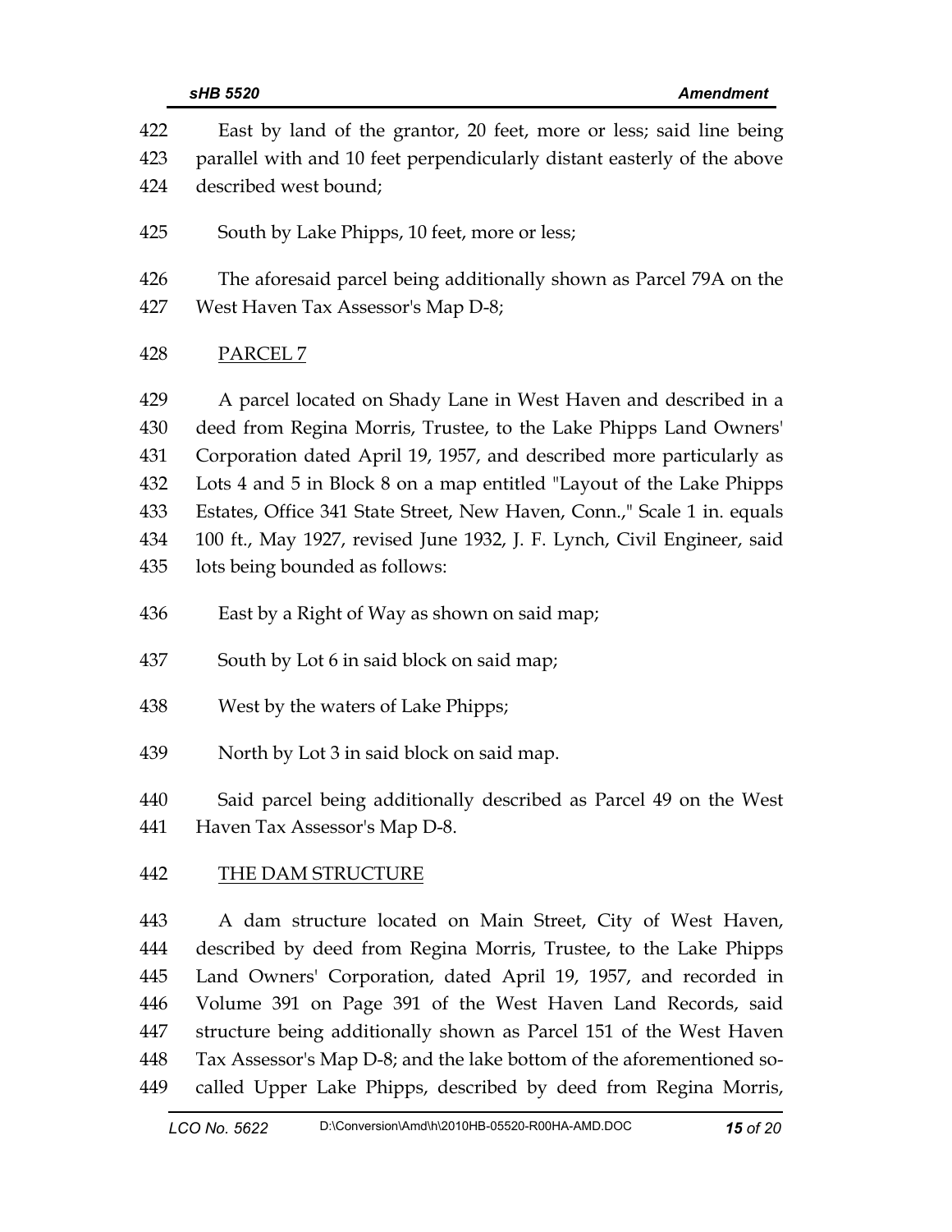East by land of the grantor, 20 feet, more or less; said line being parallel with and 10 feet perpendicularly distant easterly of the above described west bound;

South by Lake Phipps, 10 feet, more or less;

The aforesaid parcel being additionally shown as Parcel 79A on the West Haven Tax Assessor's Map D-8;

PARCEL 7

A parcel located on Shady Lane in West Haven and described in a deed from Regina Morris, Trustee, to the Lake Phipps Land Owners' Corporation dated April 19, 1957, and described more particularly as Lots 4 and 5 in Block 8 on a map entitled "Layout of the Lake Phipps Estates, Office 341 State Street, New Haven, Conn.," Scale 1 in. equals 100 ft., May 1927, revised June 1932, J. F. Lynch, Civil Engineer, said lots being bounded as follows:

East by a Right of Way as shown on said map;

South by Lot 6 in said block on said map;

West by the waters of Lake Phipps;

North by Lot 3 in said block on said map.

Said parcel being additionally described as Parcel 49 on the West Haven Tax Assessor's Map D-8.

THE DAM STRUCTURE

A dam structure located on Main Street, City of West Haven, described by deed from Regina Morris, Trustee, to the Lake Phipps Land Owners' Corporation, dated April 19, 1957, and recorded in Volume 391 on Page 391 of the West Haven Land Records, said structure being additionally shown as Parcel 151 of the West Haven Tax Assessor's Map D-8; and the lake bottom of the aforementioned so-called Upper Lake Phipps, described by deed from Regina Morris,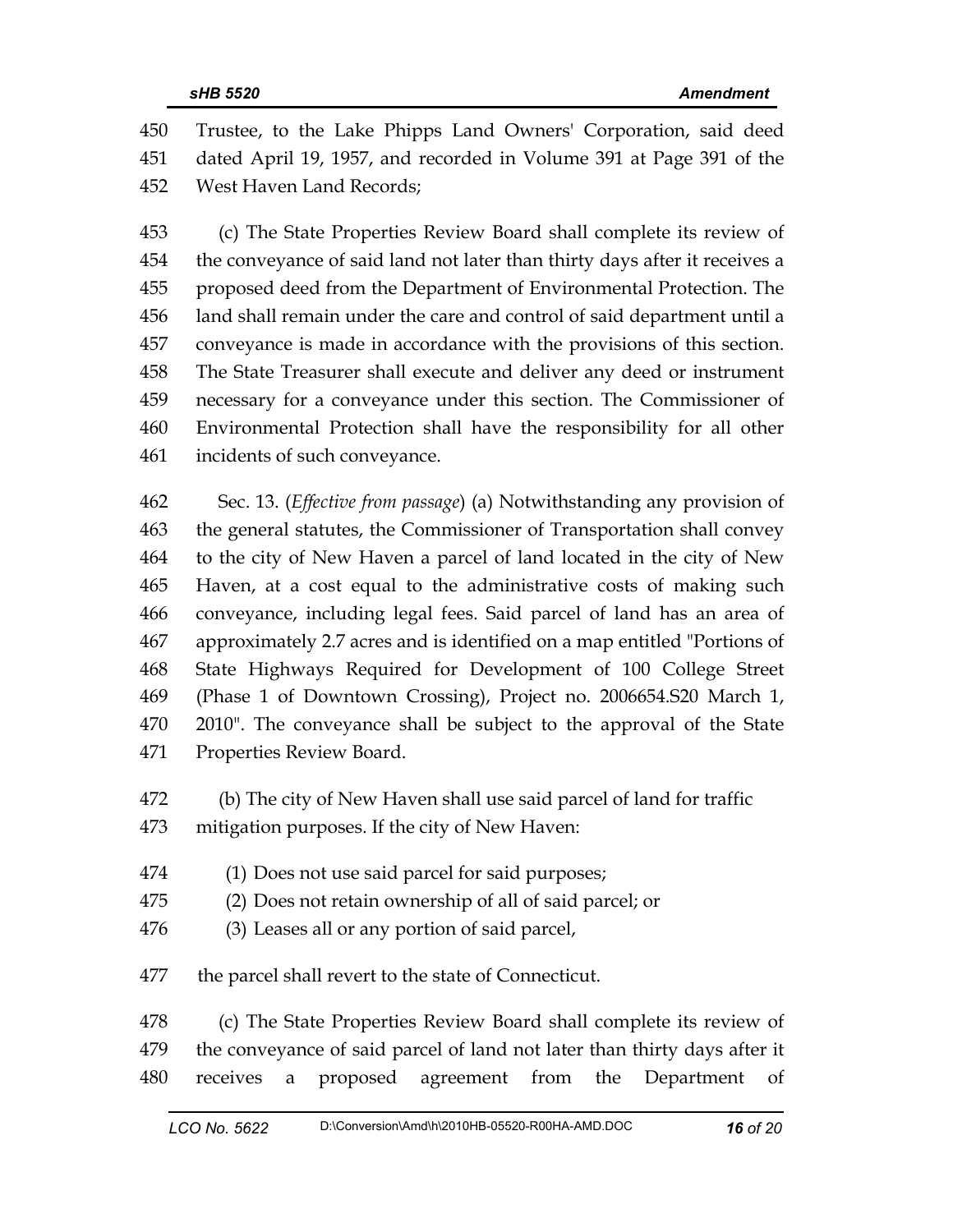Trustee, to the Lake Phipps Land Owners' Corporation, said deed dated April 19, 1957, and recorded in Volume 391 at Page 391 of the West Haven Land Records;

(c) The State Properties Review Board shall complete its review of the conveyance of said land not later than thirty days after it receives a proposed deed from the Department of Environmental Protection. The land shall remain under the care and control of said department until a conveyance is made in accordance with the provisions of this section. The State Treasurer shall execute and deliver any deed or instrument necessary for a conveyance under this section. The Commissioner of Environmental Protection shall have the responsibility for all other incidents of such conveyance.

Sec. 13. (*Effective from passage*) (a) Notwithstanding any provision of the general statutes, the Commissioner of Transportation shall convey to the city of New Haven a parcel of land located in the city of New Haven, at a cost equal to the administrative costs of making such conveyance, including legal fees. Said parcel of land has an area of approximately 2.7 acres and is identified on a map entitled "Portions of State Highways Required for Development of 100 College Street (Phase 1 of Downtown Crossing), Project no. 2006654.S20 March 1, 2010". The conveyance shall be subject to the approval of the State Properties Review Board.

(b) The city of New Haven shall use said parcel of land for traffic mitigation purposes. If the city of New Haven:

(1) Does not use said parcel for said purposes;

(2) Does not retain ownership of all of said parcel; or

(3) Leases all or any portion of said parcel,

the parcel shall revert to the state of Connecticut.

(c) The State Properties Review Board shall complete its review of the conveyance of said parcel of land not later than thirty days after it receives a proposed agreement from the Department of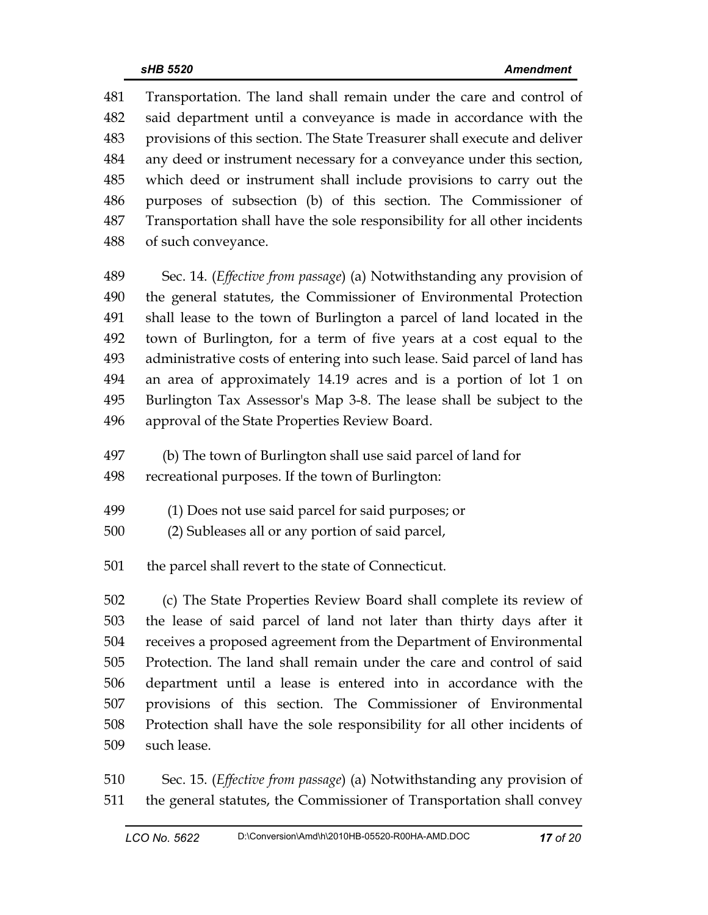Transportation. The land shall remain under the care and control of said department until a conveyance is made in accordance with the provisions of this section. The State Treasurer shall execute and deliver any deed or instrument necessary for a conveyance under this section, which deed or instrument shall include provisions to carry out the purposes of subsection (b) of this section. The Commissioner of Transportation shall have the sole responsibility for all other incidents of such conveyance.

Sec. 14. (*Effective from passage*) (a) Notwithstanding any provision of the general statutes, the Commissioner of Environmental Protection shall lease to the town of Burlington a parcel of land located in the town of Burlington, for a term of five years at a cost equal to the administrative costs of entering into such lease. Said parcel of land has an area of approximately 14.19 acres and is a portion of lot 1 on Burlington Tax Assessor's Map 3-8. The lease shall be subject to the approval of the State Properties Review Board.

(b) The town of Burlington shall use said parcel of land for recreational purposes. If the town of Burlington:

(1) Does not use said parcel for said purposes; or

(2) Subleases all or any portion of said parcel,

the parcel shall revert to the state of Connecticut.

(c) The State Properties Review Board shall complete its review of the lease of said parcel of land not later than thirty days after it receives a proposed agreement from the Department of Environmental Protection. The land shall remain under the care and control of said department until a lease is entered into in accordance with the provisions of this section. The Commissioner of Environmental Protection shall have the sole responsibility for all other incidents of such lease.

Sec. 15. (*Effective from passage*) (a) Notwithstanding any provision of the general statutes, the Commissioner of Transportation shall convey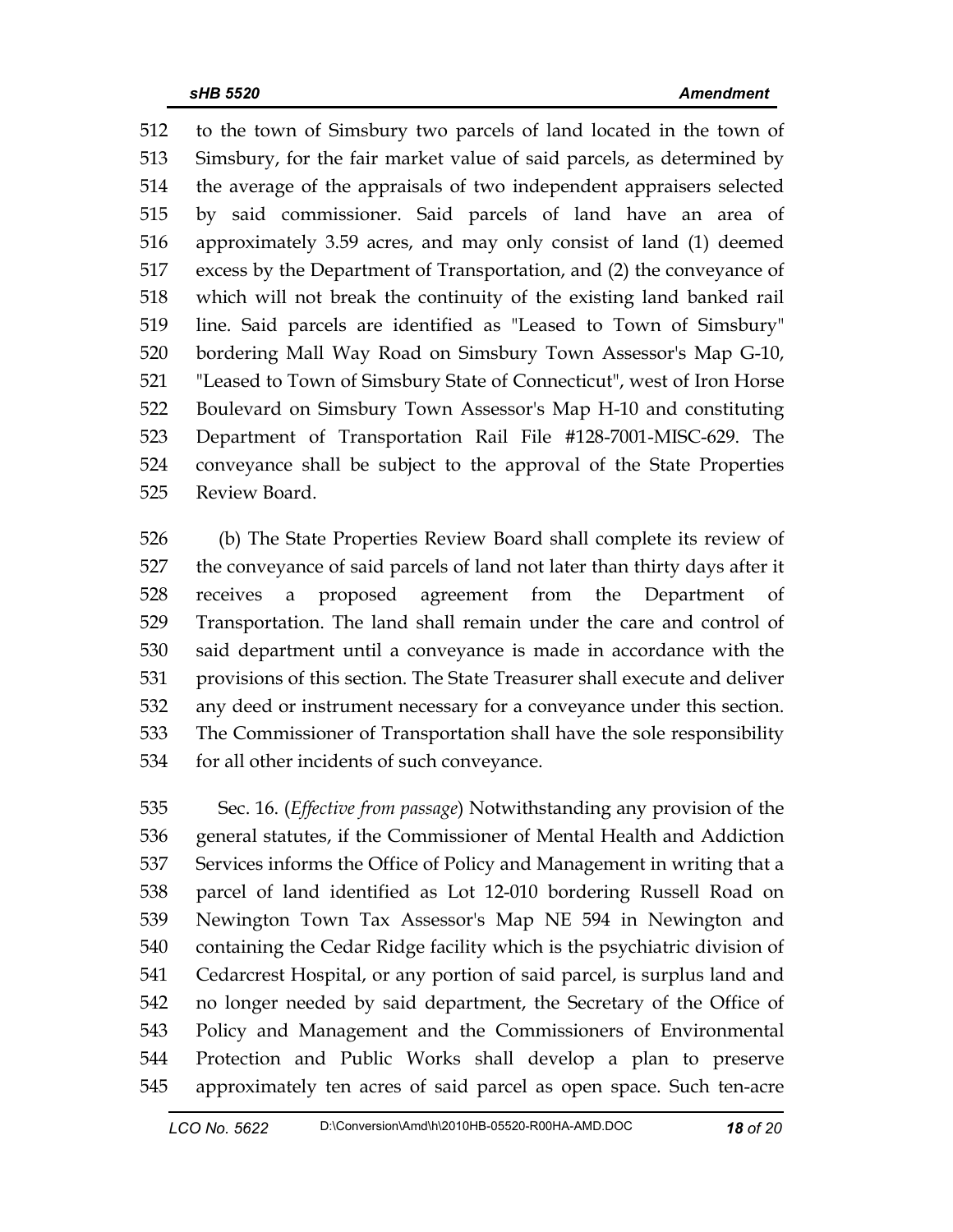to the town of Simsbury two parcels of land located in the town of Simsbury, for the fair market value of said parcels, as determined by the average of the appraisals of two independent appraisers selected by said commissioner. Said parcels of land have an area of approximately 3.59 acres, and may only consist of land (1) deemed excess by the Department of Transportation, and (2) the conveyance of which will not break the continuity of the existing land banked rail line. Said parcels are identified as "Leased to Town of Simsbury" bordering Mall Way Road on Simsbury Town Assessor's Map G-10, "Leased to Town of Simsbury State of Connecticut", west of Iron Horse Boulevard on Simsbury Town Assessor's Map H-10 and constituting Department of Transportation Rail File #128-7001-MISC-629. The conveyance shall be subject to the approval of the State Properties Review Board.

(b) The State Properties Review Board shall complete its review of the conveyance of said parcels of land not later than thirty days after it receives a proposed agreement from the Department of Transportation. The land shall remain under the care and control of said department until a conveyance is made in accordance with the provisions of this section. The State Treasurer shall execute and deliver any deed or instrument necessary for a conveyance under this section. The Commissioner of Transportation shall have the sole responsibility for all other incidents of such conveyance.

Sec. 16. (*Effective from passage*) Notwithstanding any provision of the general statutes, if the Commissioner of Mental Health and Addiction Services informs the Office of Policy and Management in writing that a parcel of land identified as Lot 12-010 bordering Russell Road on Newington Town Tax Assessor's Map NE 594 in Newington and containing the Cedar Ridge facility which is the psychiatric division of Cedarcrest Hospital, or any portion of said parcel, is surplus land and no longer needed by said department, the Secretary of the Office of Policy and Management and the Commissioners of Environmental Protection and Public Works shall develop a plan to preserve approximately ten acres of said parcel as open space. Such ten-acre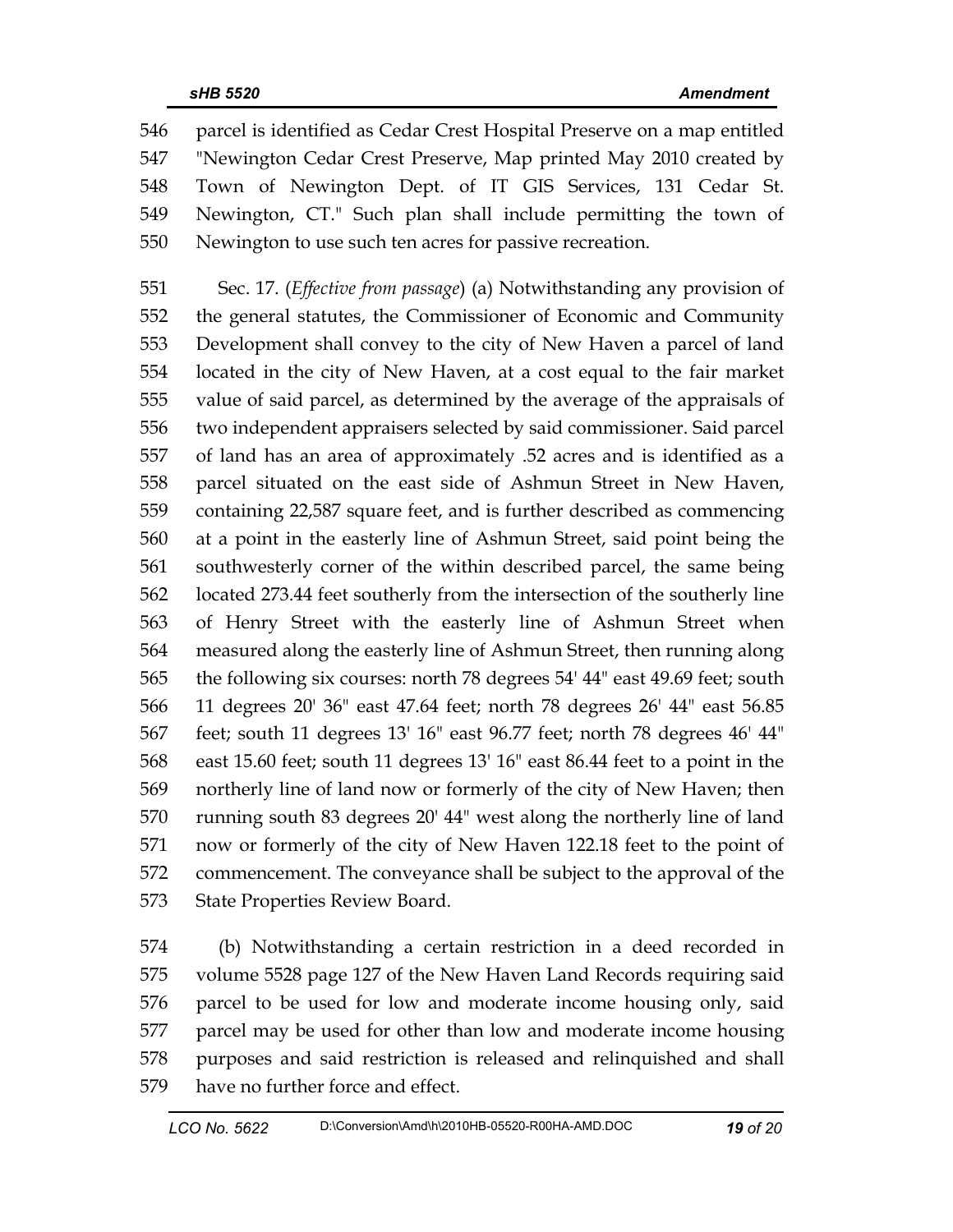parcel is identified as Cedar Crest Hospital Preserve on a map entitled "Newington Cedar Crest Preserve, Map printed May 2010 created by Town of Newington Dept. of IT GIS Services, 131 Cedar St. Newington, CT." Such plan shall include permitting the town of Newington to use such ten acres for passive recreation.

Sec. 17. (*Effective from passage*) (a) Notwithstanding any provision of the general statutes, the Commissioner of Economic and Community Development shall convey to the city of New Haven a parcel of land located in the city of New Haven, at a cost equal to the fair market value of said parcel, as determined by the average of the appraisals of two independent appraisers selected by said commissioner. Said parcel of land has an area of approximately .52 acres and is identified as a parcel situated on the east side of Ashmun Street in New Haven, containing 22,587 square feet, and is further described as commencing at a point in the easterly line of Ashmun Street, said point being the southwesterly corner of the within described parcel, the same being located 273.44 feet southerly from the intersection of the southerly line of Henry Street with the easterly line of Ashmun Street when measured along the easterly line of Ashmun Street, then running along the following six courses: north 78 degrees 54' 44" east 49.69 feet; south 11 degrees 20' 36" east 47.64 feet; north 78 degrees 26' 44" east 56.85 feet; south 11 degrees 13' 16" east 96.77 feet; north 78 degrees 46' 44" east 15.60 feet; south 11 degrees 13' 16" east 86.44 feet to a point in the northerly line of land now or formerly of the city of New Haven; then running south 83 degrees 20' 44" west along the northerly line of land now or formerly of the city of New Haven 122.18 feet to the point of commencement. The conveyance shall be subject to the approval of the State Properties Review Board.

(b) Notwithstanding a certain restriction in a deed recorded in volume 5528 page 127 of the New Haven Land Records requiring said parcel to be used for low and moderate income housing only, said parcel may be used for other than low and moderate income housing purposes and said restriction is released and relinquished and shall have no further force and effect.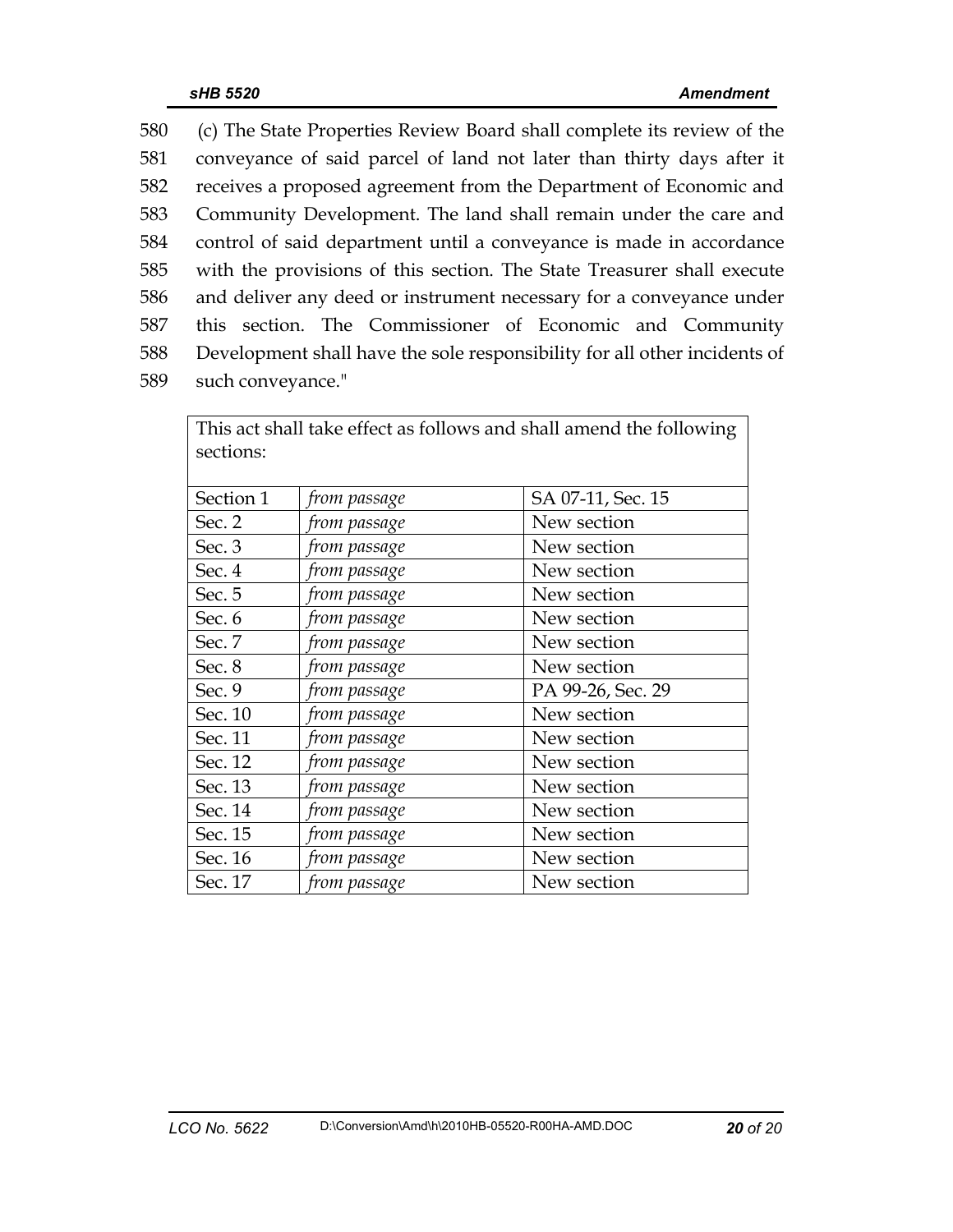(c) The State Properties Review Board shall complete its review of the conveyance of said parcel of land not later than thirty days after it receives a proposed agreement from the Department of Economic and Community Development. The land shall remain under the care and control of said department until a conveyance is made in accordance with the provisions of this section. The State Treasurer shall execute and deliver any deed or instrument necessary for a conveyance under this section. The Commissioner of Economic and Community Development shall have the sole responsibility for all other incidents of such conveyance."

| This act shall take effect as follows and shall amend the following sections: | | |
|---|---|---|
| Section 1 | *from passage* | SA 07-11, Sec. 15 |
| Sec. 2 | *from passage* | New section |
| Sec. 3 | *from passage* | New section |
| Sec. 4 | *from passage* | New section |
| Sec. 5 | *from passage* | New section |
| Sec. 6 | *from passage* | New section |
| Sec. 7 | *from passage* | New section |
| Sec. 8 | *from passage* | New section |
| Sec. 9 | *from passage* | PA 99-26, Sec. 29 |
| Sec. 10 | *from passage* | New section |
| Sec. 11 | *from passage* | New section |
| Sec. 12 | *from passage* | New section |
| Sec. 13 | *from passage* | New section |
| Sec. 14 | *from passage* | New section |
| Sec. 15 | *from passage* | New section |
| Sec. 16 | *from passage* | New section |
| Sec. 17 | *from passage* | New section |